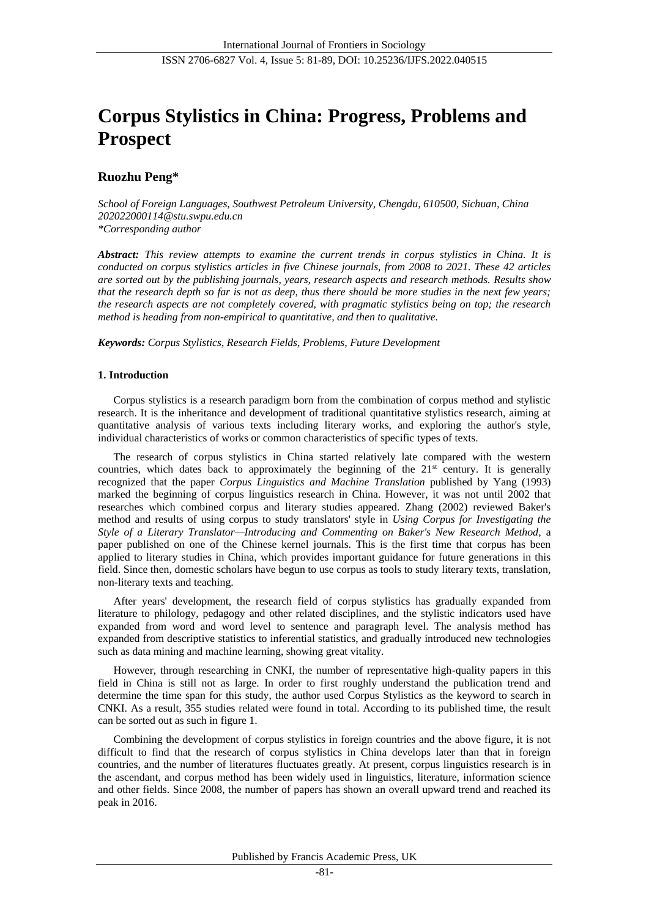# Corpus Stylistics in China: Progress, Problems and Prospect

**Ruozhu Peng***

*School of Foreign Languages, Southwest Petroleum University, Chengdu, 610500, Sichuan, China*
*202022000114@stu.swpu.edu.cn*
*\*Corresponding author*

***Abstract:*** *This review attempts to examine the current trends in corpus stylistics in China. It is conducted on corpus stylistics articles in five Chinese journals, from 2008 to 2021. These 42 articles are sorted out by the publishing journals, years, research aspects and research methods. Results show that the research depth so far is not as deep, thus there should be more studies in the next few years; the research aspects are not completely covered, with pragmatic stylistics being on top; the research method is heading from non-empirical to quantitative, and then to qualitative.*

***Keywords:*** *Corpus Stylistics, Research Fields, Problems, Future Development*

## 1. Introduction

Corpus stylistics is a research paradigm born from the combination of corpus method and stylistic research. It is the inheritance and development of traditional quantitative stylistics research, aiming at quantitative analysis of various texts including literary works, and exploring the author's style, individual characteristics of works or common characteristics of specific types of texts.

The research of corpus stylistics in China started relatively late compared with the western countries, which dates back to approximately the beginning of the 21st century. It is generally recognized that the paper *Corpus Linguistics and Machine Translation* published by Yang (1993) marked the beginning of corpus linguistics research in China. However, it was not until 2002 that researches which combined corpus and literary studies appeared. Zhang (2002) reviewed Baker's method and results of using corpus to study translators' style in *Using Corpus for Investigating the Style of a Literary Translator—Introducing and Commenting on Baker's New Research Method*, a paper published on one of the Chinese kernel journals. This is the first time that corpus has been applied to literary studies in China, which provides important guidance for future generations in this field. Since then, domestic scholars have begun to use corpus as tools to study literary texts, translation, non-literary texts and teaching.

After years' development, the research field of corpus stylistics has gradually expanded from literature to philology, pedagogy and other related disciplines, and the stylistic indicators used have expanded from word and word level to sentence and paragraph level. The analysis method has expanded from descriptive statistics to inferential statistics, and gradually introduced new technologies such as data mining and machine learning, showing great vitality.

However, through researching in CNKI, the number of representative high-quality papers in this field in China is still not as large. In order to first roughly understand the publication trend and determine the time span for this study, the author used Corpus Stylistics as the keyword to search in CNKI. As a result, 355 studies related were found in total. According to its published time, the result can be sorted out as such in figure 1.

Combining the development of corpus stylistics in foreign countries and the above figure, it is not difficult to find that the research of corpus stylistics in China develops later than that in foreign countries, and the number of literatures fluctuates greatly. At present, corpus linguistics research is in the ascendant, and corpus method has been widely used in linguistics, literature, information science and other fields. Since 2008, the number of papers has shown an overall upward trend and reached its peak in 2016.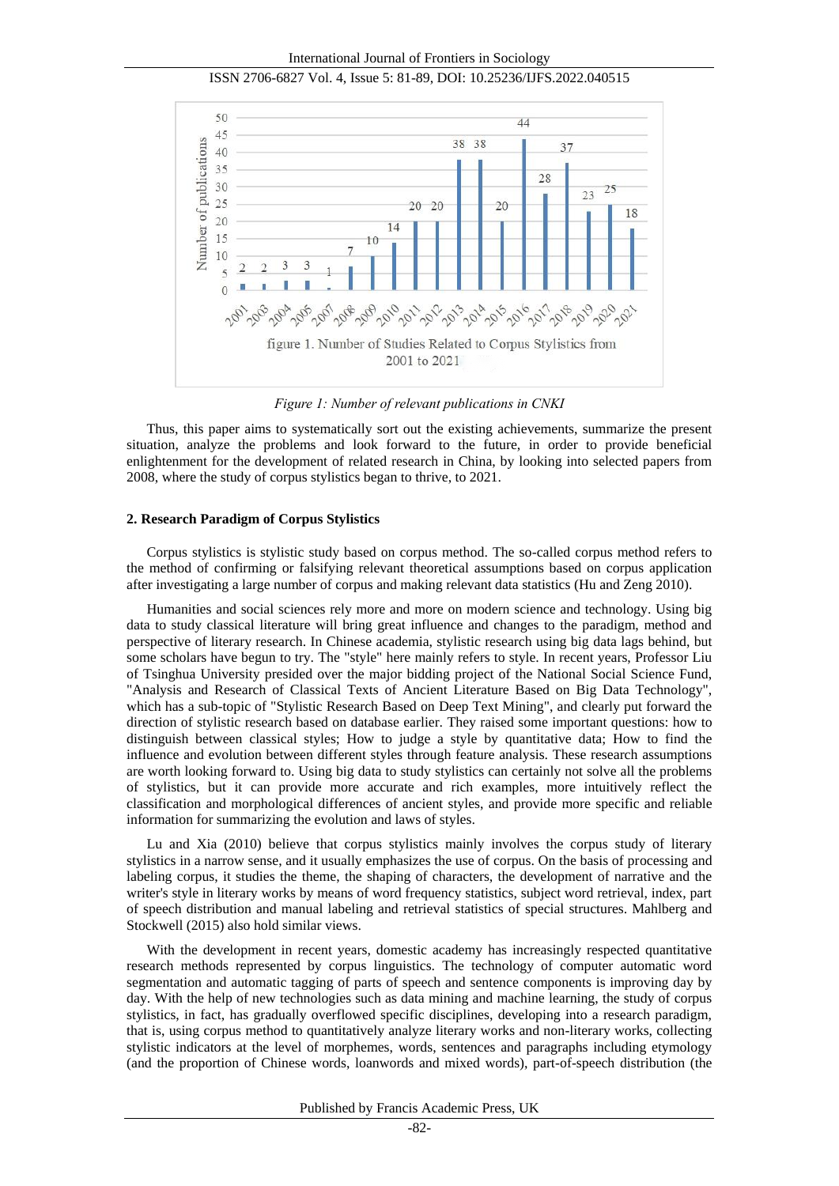*Figure 1: Number of relevant publications in CNKI*

Thus, this paper aims to systematically sort out the existing achievements, summarize the present situation, analyze the problems and look forward to the future, in order to provide beneficial enlightenment for the development of related research in China, by looking into selected papers from 2008, where the study of corpus stylistics began to thrive, to 2021.

## 2. Research Paradigm of Corpus Stylistics

Corpus stylistics is stylistic study based on corpus method. The so-called corpus method refers to the method of confirming or falsifying relevant theoretical assumptions based on corpus application after investigating a large number of corpus and making relevant data statistics (Hu and Zeng 2010).

Humanities and social sciences rely more and more on modern science and technology. Using big data to study classical literature will bring great influence and changes to the paradigm, method and perspective of literary research. In Chinese academia, stylistic research using big data lags behind, but some scholars have begun to try. The "style" here mainly refers to style. In recent years, Professor Liu of Tsinghua University presided over the major bidding project of the National Social Science Fund, "Analysis and Research of Classical Texts of Ancient Literature Based on Big Data Technology", which has a sub-topic of "Stylistic Research Based on Deep Text Mining", and clearly put forward the direction of stylistic research based on database earlier. They raised some important questions: how to distinguish between classical styles; How to judge a style by quantitative data; How to find the influence and evolution between different styles through feature analysis. These research assumptions are worth looking forward to. Using big data to study stylistics can certainly not solve all the problems of stylistics, but it can provide more accurate and rich examples, more intuitively reflect the classification and morphological differences of ancient styles, and provide more specific and reliable information for summarizing the evolution and laws of styles.

Lu and Xia (2010) believe that corpus stylistics mainly involves the corpus study of literary stylistics in a narrow sense, and it usually emphasizes the use of corpus. On the basis of processing and labeling corpus, it studies the theme, the shaping of characters, the development of narrative and the writer's style in literary works by means of word frequency statistics, subject word retrieval, index, part of speech distribution and manual labeling and retrieval statistics of special structures. Mahlberg and Stockwell (2015) also hold similar views.

With the development in recent years, domestic academy has increasingly respected quantitative research methods represented by corpus linguistics. The technology of computer automatic word segmentation and automatic tagging of parts of speech and sentence components is improving day by day. With the help of new technologies such as data mining and machine learning, the study of corpus stylistics, in fact, has gradually overflowed specific disciplines, developing into a research paradigm, that is, using corpus method to quantitatively analyze literary works and non-literary works, collecting stylistic indicators at the level of morphemes, words, sentences and paragraphs including etymology (and the proportion of Chinese words, loanwords and mixed words), part-of-speech distribution (the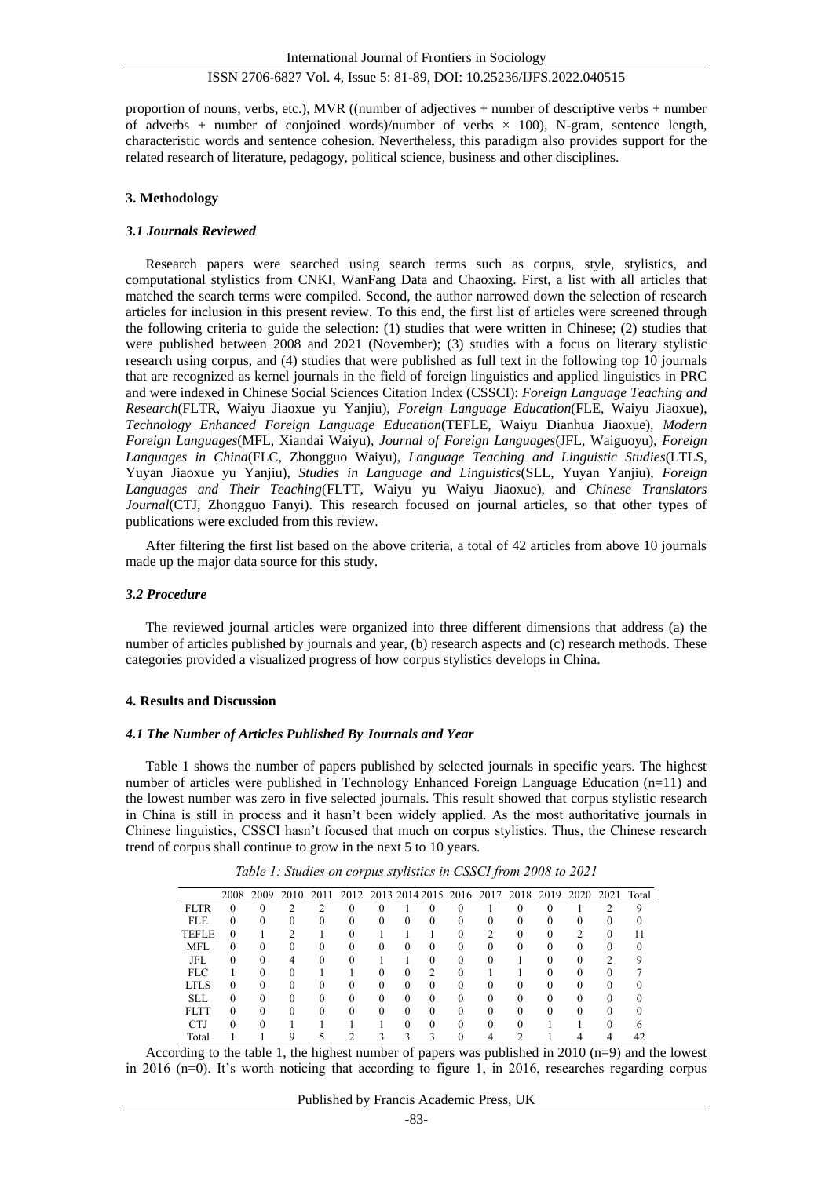proportion of nouns, verbs, etc.), MVR ((number of adjectives + number of descriptive verbs + number of adverbs + number of conjoined words)/number of verbs × 100), N-gram, sentence length, characteristic words and sentence cohesion. Nevertheless, this paradigm also provides support for the related research of literature, pedagogy, political science, business and other disciplines.

## 3. Methodology

### *3.1 Journals Reviewed*

Research papers were searched using search terms such as corpus, style, stylistics, and computational stylistics from CNKI, WanFang Data and Chaoxing. First, a list with all articles that matched the search terms were compiled. Second, the author narrowed down the selection of research articles for inclusion in this present review. To this end, the first list of articles were screened through the following criteria to guide the selection: (1) studies that were written in Chinese; (2) studies that were published between 2008 and 2021 (November); (3) studies with a focus on literary stylistic research using corpus, and (4) studies that were published as full text in the following top 10 journals that are recognized as kernel journals in the field of foreign linguistics and applied linguistics in PRC and were indexed in Chinese Social Sciences Citation Index (CSSCI): *Foreign Language Teaching and Research*(FLTR, Waiyu Jiaoxue yu Yanjiu), *Foreign Language Education*(FLE, Waiyu Jiaoxue), *Technology Enhanced Foreign Language Education*(TEFLE, Waiyu Dianhua Jiaoxue), *Modern Foreign Languages*(MFL, Xiandai Waiyu), *Journal of Foreign Languages*(JFL, Waiguoyu), *Foreign Languages in China*(FLC, Zhongguo Waiyu), *Language Teaching and Linguistic Studies*(LTLS, Yuyan Jiaoxue yu Yanjiu), *Studies in Language and Linguistics*(SLL, Yuyan Yanjiu), *Foreign Languages and Their Teaching*(FLTT, Waiyu yu Waiyu Jiaoxue), and *Chinese Translators Journal*(CTJ, Zhongguo Fanyi). This research focused on journal articles, so that other types of publications were excluded from this review.

After filtering the first list based on the above criteria, a total of 42 articles from above 10 journals made up the major data source for this study.

### *3.2 Procedure*

The reviewed journal articles were organized into three different dimensions that address (a) the number of articles published by journals and year, (b) research aspects and (c) research methods. These categories provided a visualized progress of how corpus stylistics develops in China.

## 4. Results and Discussion

### *4.1 The Number of Articles Published By Journals and Year*

Table 1 shows the number of papers published by selected journals in specific years. The highest number of articles were published in Technology Enhanced Foreign Language Education (n=11) and the lowest number was zero in five selected journals. This result showed that corpus stylistic research in China is still in process and it hasn't been widely applied. As the most authoritative journals in Chinese linguistics, CSSCI hasn't focused that much on corpus stylistics. Thus, the Chinese research trend of corpus shall continue to grow in the next 5 to 10 years.

*Table 1: Studies on corpus stylistics in CSSCI from 2008 to 2021*

| | 2008 | 2009 | 2010 | 2011 | 2012 | 2013 | 2014 | 2015 | 2016 | 2017 | 2018 | 2019 | 2020 | 2021 | Total |
|---|---|---|---|---|---|---|---|---|---|---|---|---|---|---|---|
| FLTR | 0 | 0 | 2 | 2 | 0 | 0 | 1 | 0 | 0 | 1 | 0 | 0 | 1 | 2 | 9 |
| FLE | 0 | 0 | 0 | 0 | 0 | 0 | 0 | 0 | 0 | 0 | 0 | 0 | 0 | 0 | 0 |
| TEFLE | 0 | 1 | 2 | 1 | 0 | 1 | 1 | 1 | 0 | 2 | 0 | 0 | 2 | 0 | 11 |
| MFL | 0 | 0 | 0 | 0 | 0 | 0 | 0 | 0 | 0 | 0 | 0 | 0 | 0 | 0 | 0 |
| JFL | 0 | 0 | 4 | 0 | 0 | 1 | 1 | 0 | 0 | 0 | 1 | 0 | 0 | 2 | 9 |
| FLC | 1 | 0 | 0 | 1 | 1 | 0 | 0 | 2 | 0 | 1 | 1 | 0 | 0 | 0 | 7 |
| LTLS | 0 | 0 | 0 | 0 | 0 | 0 | 0 | 0 | 0 | 0 | 0 | 0 | 0 | 0 | 0 |
| SLL | 0 | 0 | 0 | 0 | 0 | 0 | 0 | 0 | 0 | 0 | 0 | 0 | 0 | 0 | 0 |
| FLTT | 0 | 0 | 0 | 0 | 0 | 0 | 0 | 0 | 0 | 0 | 0 | 0 | 0 | 0 | 0 |
| CTJ | 0 | 0 | 1 | 1 | 1 | 1 | 0 | 0 | 0 | 0 | 0 | 1 | 1 | 0 | 6 |
| Total | 1 | 1 | 9 | 5 | 2 | 3 | 3 | 3 | 0 | 4 | 2 | 1 | 4 | 4 | 42 |

According to the table 1, the highest number of papers was published in 2010 (n=9) and the lowest in 2016 (n=0). It's worth noticing that according to figure 1, in 2016, researches regarding corpus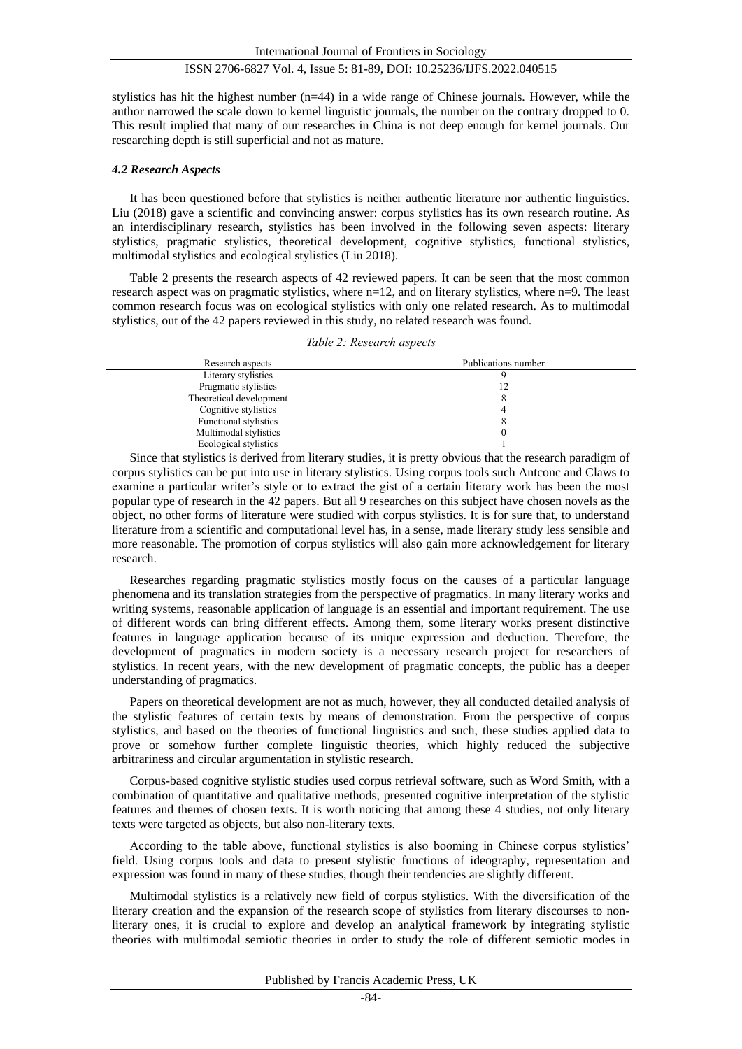stylistics has hit the highest number (n=44) in a wide range of Chinese journals. However, while the author narrowed the scale down to kernel linguistic journals, the number on the contrary dropped to 0. This result implied that many of our researches in China is not deep enough for kernel journals. Our researching depth is still superficial and not as mature.

#### *4.2 Research Aspects*

It has been questioned before that stylistics is neither authentic literature nor authentic linguistics. Liu (2018) gave a scientific and convincing answer: corpus stylistics has its own research routine. As an interdisciplinary research, stylistics has been involved in the following seven aspects: literary stylistics, pragmatic stylistics, theoretical development, cognitive stylistics, functional stylistics, multimodal stylistics and ecological stylistics (Liu 2018).

Table 2 presents the research aspects of 42 reviewed papers. It can be seen that the most common research aspect was on pragmatic stylistics, where n=12, and on literary stylistics, where n=9. The least common research focus was on ecological stylistics with only one related research. As to multimodal stylistics, out of the 42 papers reviewed in this study, no related research was found.

*Table 2: Research aspects*

| Research aspects | Publications number |
|---|---|
| Literary stylistics | 9 |
| Pragmatic stylistics | 12 |
| Theoretical development | 8 |
| Cognitive stylistics | 4 |
| Functional stylistics | 8 |
| Multimodal stylistics | 0 |
| Ecological stylistics | 1 |

Since that stylistics is derived from literary studies, it is pretty obvious that the research paradigm of corpus stylistics can be put into use in literary stylistics. Using corpus tools such Antconc and Claws to examine a particular writer's style or to extract the gist of a certain literary work has been the most popular type of research in the 42 papers. But all 9 researches on this subject have chosen novels as the object, no other forms of literature were studied with corpus stylistics. It is for sure that, to understand literature from a scientific and computational level has, in a sense, made literary study less sensible and more reasonable. The promotion of corpus stylistics will also gain more acknowledgement for literary research.

Researches regarding pragmatic stylistics mostly focus on the causes of a particular language phenomena and its translation strategies from the perspective of pragmatics. In many literary works and writing systems, reasonable application of language is an essential and important requirement. The use of different words can bring different effects. Among them, some literary works present distinctive features in language application because of its unique expression and deduction. Therefore, the development of pragmatics in modern society is a necessary research project for researchers of stylistics. In recent years, with the new development of pragmatic concepts, the public has a deeper understanding of pragmatics.

Papers on theoretical development are not as much, however, they all conducted detailed analysis of the stylistic features of certain texts by means of demonstration. From the perspective of corpus stylistics, and based on the theories of functional linguistics and such, these studies applied data to prove or somehow further complete linguistic theories, which highly reduced the subjective arbitrariness and circular argumentation in stylistic research.

Corpus-based cognitive stylistic studies used corpus retrieval software, such as Word Smith, with a combination of quantitative and qualitative methods, presented cognitive interpretation of the stylistic features and themes of chosen texts. It is worth noticing that among these 4 studies, not only literary texts were targeted as objects, but also non-literary texts.

According to the table above, functional stylistics is also booming in Chinese corpus stylistics' field. Using corpus tools and data to present stylistic functions of ideography, representation and expression was found in many of these studies, though their tendencies are slightly different.

Multimodal stylistics is a relatively new field of corpus stylistics. With the diversification of the literary creation and the expansion of the research scope of stylistics from literary discourses to non-literary ones, it is crucial to explore and develop an analytical framework by integrating stylistic theories with multimodal semiotic theories in order to study the role of different semiotic modes in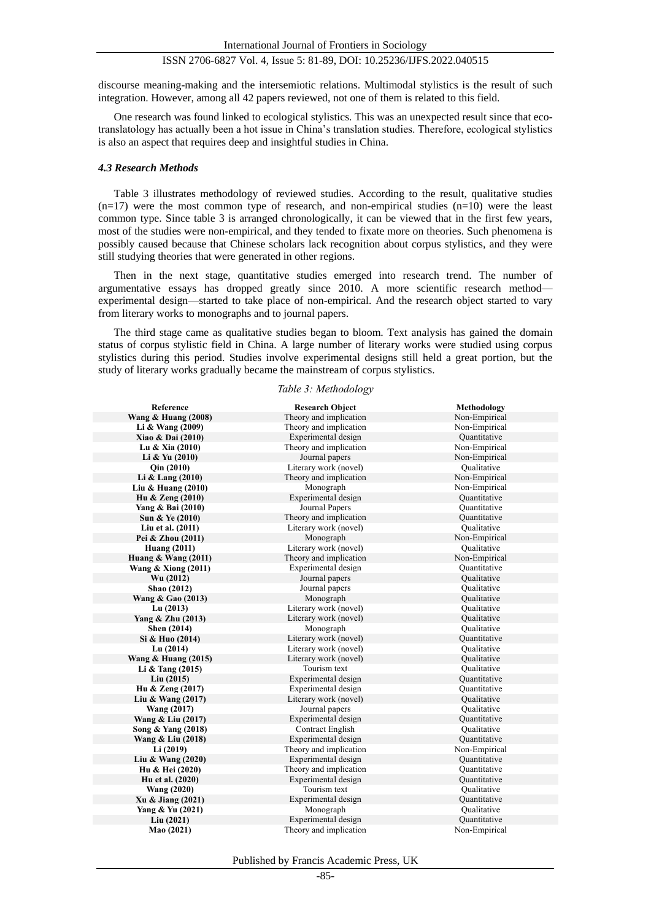discourse meaning-making and the intersemiotic relations. Multimodal stylistics is the result of such integration. However, among all 42 papers reviewed, not one of them is related to this field.

One research was found linked to ecological stylistics. This was an unexpected result since that eco-translatology has actually been a hot issue in China's translation studies. Therefore, ecological stylistics is also an aspect that requires deep and insightful studies in China.

### *4.3 Research Methods*

Table 3 illustrates methodology of reviewed studies. According to the result, qualitative studies (n=17) were the most common type of research, and non-empirical studies (n=10) were the least common type. Since table 3 is arranged chronologically, it can be viewed that in the first few years, most of the studies were non-empirical, and they tended to fixate more on theories. Such phenomena is possibly caused because that Chinese scholars lack recognition about corpus stylistics, and they were still studying theories that were generated in other regions.

Then in the next stage, quantitative studies emerged into research trend. The number of argumentative essays has dropped greatly since 2010. A more scientific research method—experimental design—started to take place of non-empirical. And the research object started to vary from literary works to monographs and to journal papers.

The third stage came as qualitative studies began to bloom. Text analysis has gained the domain status of corpus stylistic field in China. A large number of literary works were studied using corpus stylistics during this period. Studies involve experimental designs still held a great portion, but the study of literary works gradually became the mainstream of corpus stylistics.

*Table 3: Methodology*

| Reference | Research Object | Methodology |
|---|---|---|
| Wang & Huang (2008) | Theory and implication | Non-Empirical |
| Li & Wang (2009) | Theory and implication | Non-Empirical |
| Xiao & Dai (2010) | Experimental design | Quantitative |
| Lu & Xia (2010) | Theory and implication | Non-Empirical |
| Li & Yu (2010) | Journal papers | Non-Empirical |
| Qin (2010) | Literary work (novel) | Qualitative |
| Li & Lang (2010) | Theory and implication | Non-Empirical |
| Liu & Huang (2010) | Monograph | Non-Empirical |
| Hu & Zeng (2010) | Experimental design | Quantitative |
| Yang & Bai (2010) | Journal Papers | Quantitative |
| Sun & Ye (2010) | Theory and implication | Quantitative |
| Liu et al. (2011) | Literary work (novel) | Qualitative |
| Pei & Zhou (2011) | Monograph | Non-Empirical |
| Huang (2011) | Literary work (novel) | Qualitative |
| Huang & Wang (2011) | Theory and implication | Non-Empirical |
| Wang & Xiong (2011) | Experimental design | Quantitative |
| Wu (2012) | Journal papers | Qualitative |
| Shao (2012) | Journal papers | Qualitative |
| Wang & Gao (2013) | Monograph | Qualitative |
| Lu (2013) | Literary work (novel) | Qualitative |
| Yang & Zhu (2013) | Literary work (novel) | Qualitative |
| Shen (2014) | Monograph | Qualitative |
| Si & Huo (2014) | Literary work (novel) | Quantitative |
| Lu (2014) | Literary work (novel) | Qualitative |
| Wang & Huang (2015) | Literary work (novel) | Qualitative |
| Li & Tang (2015) | Tourism text | Qualitative |
| Liu (2015) | Experimental design | Quantitative |
| Hu & Zeng (2017) | Experimental design | Quantitative |
| Liu & Wang (2017) | Literary work (novel) | Qualitative |
| Wang (2017) | Journal papers | Qualitative |
| Wang & Liu (2017) | Experimental design | Quantitative |
| Song & Yang (2018) | Contract English | Qualitative |
| Wang & Liu (2018) | Experimental design | Quantitative |
| Li (2019) | Theory and implication | Non-Empirical |
| Liu & Wang (2020) | Experimental design | Quantitative |
| Hu & Hei (2020) | Theory and implication | Quantitative |
| Hu et al. (2020) | Experimental design | Quantitative |
| Wang (2020) | Tourism text | Qualitative |
| Xu & Jiang (2021) | Experimental design | Quantitative |
| Yang & Yu (2021) | Monograph | Qualitative |
| Liu (2021) | Experimental design | Quantitative |
| Mao (2021) | Theory and implication | Non-Empirical |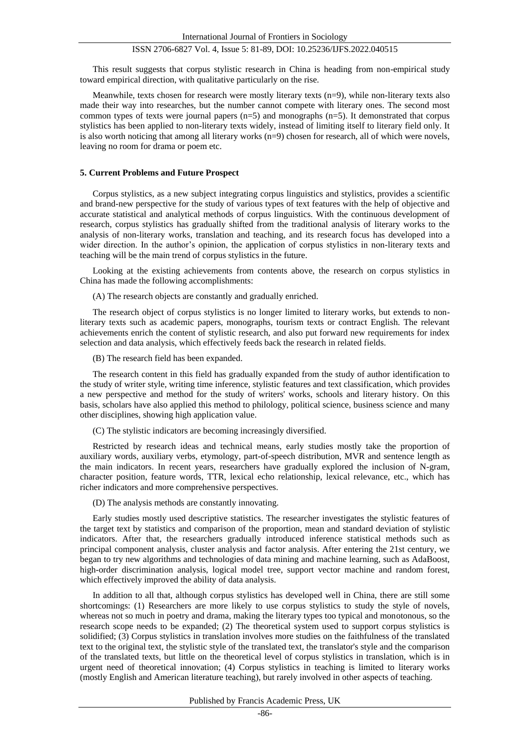This result suggests that corpus stylistic research in China is heading from non-empirical study toward empirical direction, with qualitative particularly on the rise.

Meanwhile, texts chosen for research were mostly literary texts (n=9), while non-literary texts also made their way into researches, but the number cannot compete with literary ones. The second most common types of texts were journal papers (n=5) and monographs (n=5). It demonstrated that corpus stylistics has been applied to non-literary texts widely, instead of limiting itself to literary field only. It is also worth noticing that among all literary works (n=9) chosen for research, all of which were novels, leaving no room for drama or poem etc.

## 5. Current Problems and Future Prospect

Corpus stylistics, as a new subject integrating corpus linguistics and stylistics, provides a scientific and brand-new perspective for the study of various types of text features with the help of objective and accurate statistical and analytical methods of corpus linguistics. With the continuous development of research, corpus stylistics has gradually shifted from the traditional analysis of literary works to the analysis of non-literary works, translation and teaching, and its research focus has developed into a wider direction. In the author's opinion, the application of corpus stylistics in non-literary texts and teaching will be the main trend of corpus stylistics in the future.

Looking at the existing achievements from contents above, the research on corpus stylistics in China has made the following accomplishments:

(A) The research objects are constantly and gradually enriched.

The research object of corpus stylistics is no longer limited to literary works, but extends to non-literary texts such as academic papers, monographs, tourism texts or contract English. The relevant achievements enrich the content of stylistic research, and also put forward new requirements for index selection and data analysis, which effectively feeds back the research in related fields.

(B) The research field has been expanded.

The research content in this field has gradually expanded from the study of author identification to the study of writer style, writing time inference, stylistic features and text classification, which provides a new perspective and method for the study of writers' works, schools and literary history. On this basis, scholars have also applied this method to philology, political science, business science and many other disciplines, showing high application value.

(C) The stylistic indicators are becoming increasingly diversified.

Restricted by research ideas and technical means, early studies mostly take the proportion of auxiliary words, auxiliary verbs, etymology, part-of-speech distribution, MVR and sentence length as the main indicators. In recent years, researchers have gradually explored the inclusion of N-gram, character position, feature words, TTR, lexical echo relationship, lexical relevance, etc., which has richer indicators and more comprehensive perspectives.

(D) The analysis methods are constantly innovating.

Early studies mostly used descriptive statistics. The researcher investigates the stylistic features of the target text by statistics and comparison of the proportion, mean and standard deviation of stylistic indicators. After that, the researchers gradually introduced inference statistical methods such as principal component analysis, cluster analysis and factor analysis. After entering the 21st century, we began to try new algorithms and technologies of data mining and machine learning, such as AdaBoost, high-order discrimination analysis, logical model tree, support vector machine and random forest, which effectively improved the ability of data analysis.

In addition to all that, although corpus stylistics has developed well in China, there are still some shortcomings: (1) Researchers are more likely to use corpus stylistics to study the style of novels, whereas not so much in poetry and drama, making the literary types too typical and monotonous, so the research scope needs to be expanded; (2) The theoretical system used to support corpus stylistics is solidified; (3) Corpus stylistics in translation involves more studies on the faithfulness of the translated text to the original text, the stylistic style of the translated text, the translator's style and the comparison of the translated texts, but little on the theoretical level of corpus stylistics in translation, which is in urgent need of theoretical innovation; (4) Corpus stylistics in teaching is limited to literary works (mostly English and American literature teaching), but rarely involved in other aspects of teaching.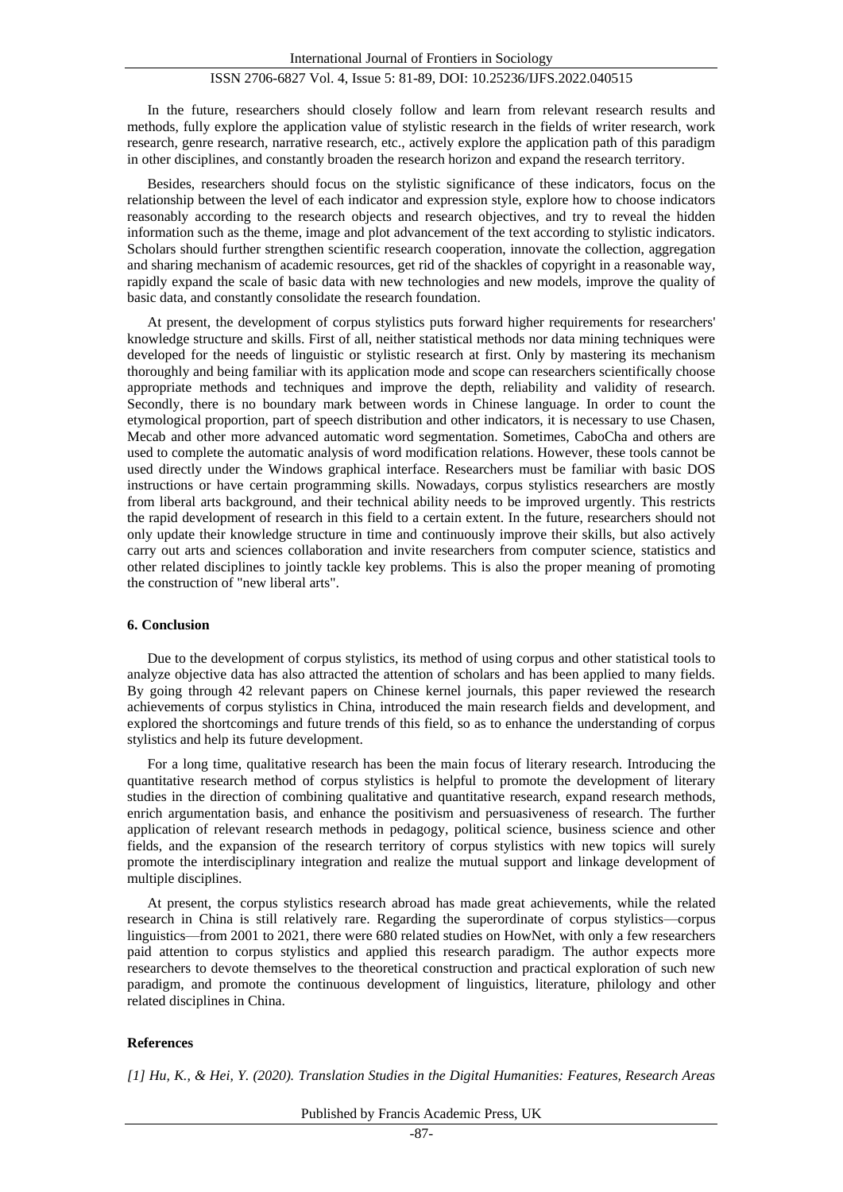In the future, researchers should closely follow and learn from relevant research results and methods, fully explore the application value of stylistic research in the fields of writer research, work research, genre research, narrative research, etc., actively explore the application path of this paradigm in other disciplines, and constantly broaden the research horizon and expand the research territory.

Besides, researchers should focus on the stylistic significance of these indicators, focus on the relationship between the level of each indicator and expression style, explore how to choose indicators reasonably according to the research objects and research objectives, and try to reveal the hidden information such as the theme, image and plot advancement of the text according to stylistic indicators. Scholars should further strengthen scientific research cooperation, innovate the collection, aggregation and sharing mechanism of academic resources, get rid of the shackles of copyright in a reasonable way, rapidly expand the scale of basic data with new technologies and new models, improve the quality of basic data, and constantly consolidate the research foundation.

At present, the development of corpus stylistics puts forward higher requirements for researchers' knowledge structure and skills. First of all, neither statistical methods nor data mining techniques were developed for the needs of linguistic or stylistic research at first. Only by mastering its mechanism thoroughly and being familiar with its application mode and scope can researchers scientifically choose appropriate methods and techniques and improve the depth, reliability and validity of research. Secondly, there is no boundary mark between words in Chinese language. In order to count the etymological proportion, part of speech distribution and other indicators, it is necessary to use Chasen, Mecab and other more advanced automatic word segmentation. Sometimes, CaboCha and others are used to complete the automatic analysis of word modification relations. However, these tools cannot be used directly under the Windows graphical interface. Researchers must be familiar with basic DOS instructions or have certain programming skills. Nowadays, corpus stylistics researchers are mostly from liberal arts background, and their technical ability needs to be improved urgently. This restricts the rapid development of research in this field to a certain extent. In the future, researchers should not only update their knowledge structure in time and continuously improve their skills, but also actively carry out arts and sciences collaboration and invite researchers from computer science, statistics and other related disciplines to jointly tackle key problems. This is also the proper meaning of promoting the construction of "new liberal arts".

## 6. Conclusion

Due to the development of corpus stylistics, its method of using corpus and other statistical tools to analyze objective data has also attracted the attention of scholars and has been applied to many fields. By going through 42 relevant papers on Chinese kernel journals, this paper reviewed the research achievements of corpus stylistics in China, introduced the main research fields and development, and explored the shortcomings and future trends of this field, so as to enhance the understanding of corpus stylistics and help its future development.

For a long time, qualitative research has been the main focus of literary research. Introducing the quantitative research method of corpus stylistics is helpful to promote the development of literary studies in the direction of combining qualitative and quantitative research, expand research methods, enrich argumentation basis, and enhance the positivism and persuasiveness of research. The further application of relevant research methods in pedagogy, political science, business science and other fields, and the expansion of the research territory of corpus stylistics with new topics will surely promote the interdisciplinary integration and realize the mutual support and linkage development of multiple disciplines.

At present, the corpus stylistics research abroad has made great achievements, while the related research in China is still relatively rare. Regarding the superordinate of corpus stylistics—corpus linguistics—from 2001 to 2021, there were 680 related studies on HowNet, with only a few researchers paid attention to corpus stylistics and applied this research paradigm. The author expects more researchers to devote themselves to the theoretical construction and practical exploration of such new paradigm, and promote the continuous development of linguistics, literature, philology and other related disciplines in China.

## References

*[1] Hu, K., & Hei, Y. (2020). Translation Studies in the Digital Humanities: Features, Research Areas*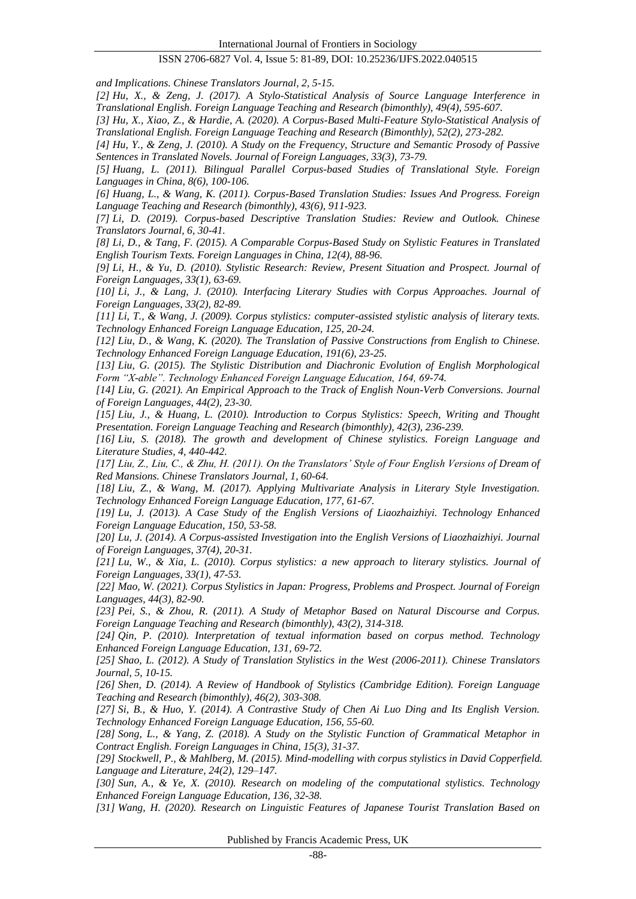*and Implications. Chinese Translators Journal, 2, 5-15.*

*[2] Hu, X., & Zeng, J. (2017). A Stylo-Statistical Analysis of Source Language Interference in Translational English. Foreign Language Teaching and Research (bimonthly), 49(4), 595-607.*

*[3] Hu, X., Xiao, Z., & Hardie, A. (2020). A Corpus-Based Multi-Feature Stylo-Statistical Analysis of Translational English. Foreign Language Teaching and Research (Bimonthly), 52(2), 273-282.*

*[4] Hu, Y., & Zeng, J. (2010). A Study on the Frequency, Structure and Semantic Prosody of Passive Sentences in Translated Novels. Journal of Foreign Languages, 33(3), 73-79.*

*[5] Huang, L. (2011). Bilingual Parallel Corpus-based Studies of Translational Style. Foreign Languages in China, 8(6), 100-106.*

*[6] Huang, L., & Wang, K. (2011). Corpus-Based Translation Studies: Issues And Progress. Foreign Language Teaching and Research (bimonthly), 43(6), 911-923.*

*[7] Li, D. (2019). Corpus-based Descriptive Translation Studies: Review and Outlook. Chinese Translators Journal, 6, 30-41.*

*[8] Li, D., & Tang, F. (2015). A Comparable Corpus-Based Study on Stylistic Features in Translated English Tourism Texts. Foreign Languages in China, 12(4), 88-96.*

*[9] Li, H., & Yu, D. (2010). Stylistic Research: Review, Present Situation and Prospect. Journal of Foreign Languages, 33(1), 63-69.*

*[10] Li, J., & Lang, J. (2010). Interfacing Literary Studies with Corpus Approaches. Journal of Foreign Languages, 33(2), 82-89.*

*[11] Li, T., & Wang, J. (2009). Corpus stylistics: computer-assisted stylistic analysis of literary texts. Technology Enhanced Foreign Language Education, 125, 20-24.*

*[12] Liu, D., & Wang, K. (2020). The Translation of Passive Constructions from English to Chinese. Technology Enhanced Foreign Language Education, 191(6), 23-25.*

*[13] Liu, G. (2015). The Stylistic Distribution and Diachronic Evolution of English Morphological Form "X-able". Technology Enhanced Foreign Language Education, 164, 69-74.*

*[14] Liu, G. (2021). An Empirical Approach to the Track of English Noun-Verb Conversions. Journal of Foreign Languages, 44(2), 23-30.*

*[15] Liu, J., & Huang, L. (2010). Introduction to Corpus Stylistics: Speech, Writing and Thought Presentation. Foreign Language Teaching and Research (bimonthly), 42(3), 236-239.*

*[16] Liu, S. (2018). The growth and development of Chinese stylistics. Foreign Language and Literature Studies, 4, 440-442.*

*[17] Liu, Z., Liu, C., & Zhu, H. (2011). On the Translators' Style of Four English Versions of* Dream of Red Mansions*. Chinese Translators Journal, 1, 60-64.*

*[18] Liu, Z., & Wang, M. (2017). Applying Multivariate Analysis in Literary Style Investigation. Technology Enhanced Foreign Language Education, 177, 61-67.*

*[19] Lu, J. (2013). A Case Study of the English Versions of Liaozhaizhiyi. Technology Enhanced Foreign Language Education, 150, 53-58.*

*[20] Lu, J. (2014). A Corpus-assisted Investigation into the English Versions of Liaozhaizhiyi. Journal of Foreign Languages, 37(4), 20-31.*

*[21] Lu, W., & Xia, L. (2010). Corpus stylistics: a new approach to literary stylistics. Journal of Foreign Languages, 33(1), 47-53.*

*[22] Mao, W. (2021). Corpus Stylistics in Japan: Progress, Problems and Prospect. Journal of Foreign Languages, 44(3), 82-90.*

*[23] Pei, S., & Zhou, R. (2011). A Study of Metaphor Based on Natural Discourse and Corpus. Foreign Language Teaching and Research (bimonthly), 43(2), 314-318.*

*[24] Qin, P. (2010). Interpretation of textual information based on corpus method. Technology Enhanced Foreign Language Education, 131, 69-72.*

*[25] Shao, L. (2012). A Study of Translation Stylistics in the West (2006-2011). Chinese Translators Journal, 5, 10-15.*

*[26] Shen, D. (2014). A Review of Handbook of Stylistics (Cambridge Edition). Foreign Language Teaching and Research (bimonthly), 46(2), 303-308.*

*[27] Si, B., & Huo, Y. (2014). A Contrastive Study of Chen Ai Luo Ding and Its English Version. Technology Enhanced Foreign Language Education, 156, 55-60.*

*[28] Song, L., & Yang, Z. (2018). A Study on the Stylistic Function of Grammatical Metaphor in Contract English. Foreign Languages in China, 15(3), 31-37.*

*[29] Stockwell, P., & Mahlberg, M. (2015). Mind-modelling with corpus stylistics in David Copperfield. Language and Literature, 24(2), 129–147.*

*[30] Sun, A., & Ye, X. (2010). Research on modeling of the computational stylistics. Technology Enhanced Foreign Language Education, 136, 32-38.*

*[31] Wang, H. (2020). Research on Linguistic Features of Japanese Tourist Translation Based on*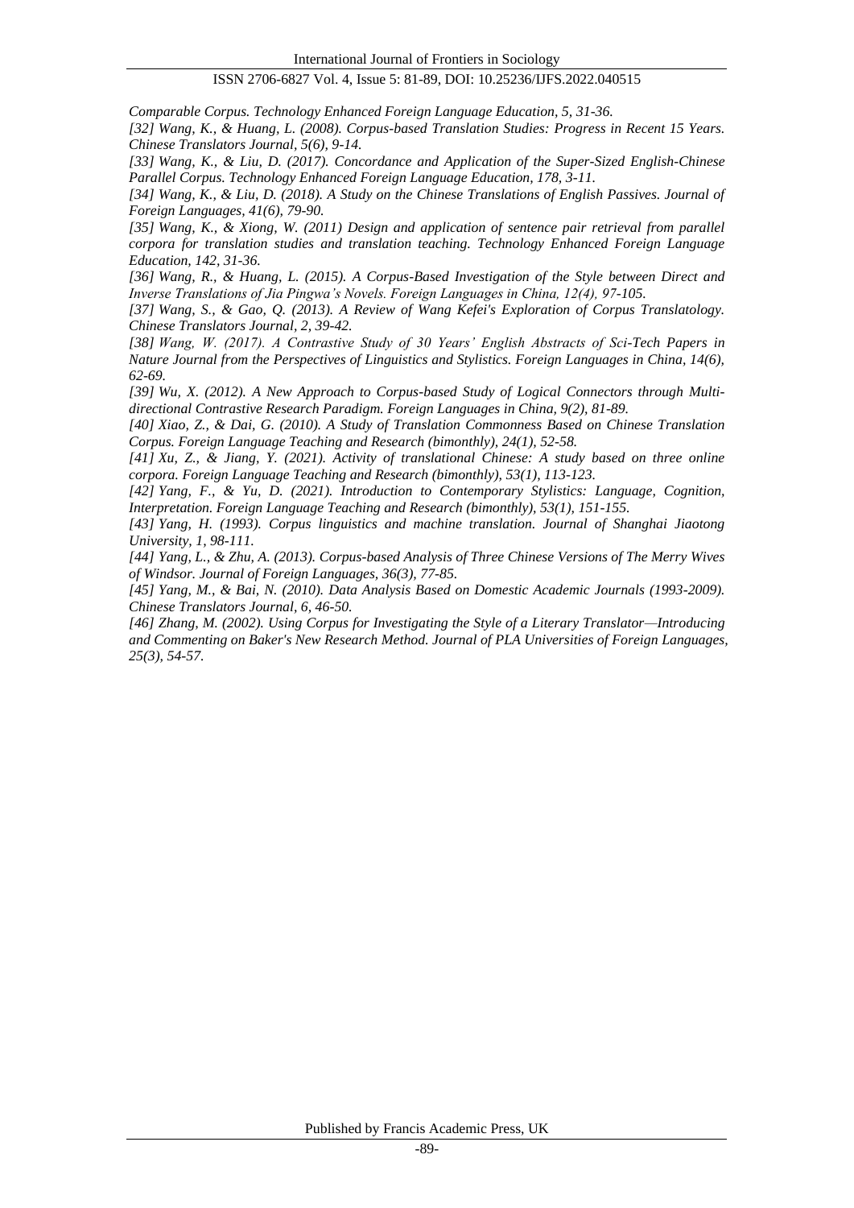*Comparable Corpus. Technology Enhanced Foreign Language Education, 5, 31-36.*

*[32] Wang, K., & Huang, L. (2008). Corpus-based Translation Studies: Progress in Recent 15 Years. Chinese Translators Journal, 5(6), 9-14.*

*[33] Wang, K., & Liu, D. (2017). Concordance and Application of the Super-Sized English-Chinese Parallel Corpus. Technology Enhanced Foreign Language Education, 178, 3-11.*

*[34] Wang, K., & Liu, D. (2018). A Study on the Chinese Translations of English Passives. Journal of Foreign Languages, 41(6), 79-90.*

*[35] Wang, K., & Xiong, W. (2011) Design and application of sentence pair retrieval from parallel corpora for translation studies and translation teaching. Technology Enhanced Foreign Language Education, 142, 31-36.*

*[36] Wang, R., & Huang, L. (2015). A Corpus-Based Investigation of the Style between Direct and Inverse Translations of Jia Pingwa's Novels. Foreign Languages in China, 12(4), 97-105.*

*[37] Wang, S., & Gao, Q. (2013). A Review of Wang Kefei's Exploration of Corpus Translatology. Chinese Translators Journal, 2, 39-42.*

*[38] Wang, W. (2017). A Contrastive Study of 30 Years' English Abstracts of Sci-Tech Papers in Nature Journal from the Perspectives of Linguistics and Stylistics. Foreign Languages in China, 14(6), 62-69.*

*[39] Wu, X. (2012). A New Approach to Corpus-based Study of Logical Connectors through Multi-directional Contrastive Research Paradigm. Foreign Languages in China, 9(2), 81-89.*

*[40] Xiao, Z., & Dai, G. (2010). A Study of Translation Commonness Based on Chinese Translation Corpus. Foreign Language Teaching and Research (bimonthly), 24(1), 52-58.*

*[41] Xu, Z., & Jiang, Y. (2021). Activity of translational Chinese: A study based on three online corpora. Foreign Language Teaching and Research (bimonthly), 53(1), 113-123.*

*[42] Yang, F., & Yu, D. (2021). Introduction to Contemporary Stylistics: Language, Cognition, Interpretation. Foreign Language Teaching and Research (bimonthly), 53(1), 151-155.*

*[43] Yang, H. (1993). Corpus linguistics and machine translation. Journal of Shanghai Jiaotong University, 1, 98-111.*

*[44] Yang, L., & Zhu, A. (2013). Corpus-based Analysis of Three Chinese Versions of The Merry Wives of Windsor. Journal of Foreign Languages, 36(3), 77-85.*

*[45] Yang, M., & Bai, N. (2010). Data Analysis Based on Domestic Academic Journals (1993-2009). Chinese Translators Journal, 6, 46-50.*

*[46] Zhang, M. (2002). Using Corpus for Investigating the Style of a Literary Translator—Introducing and Commenting on Baker's New Research Method. Journal of PLA Universities of Foreign Languages, 25(3), 54-57.*